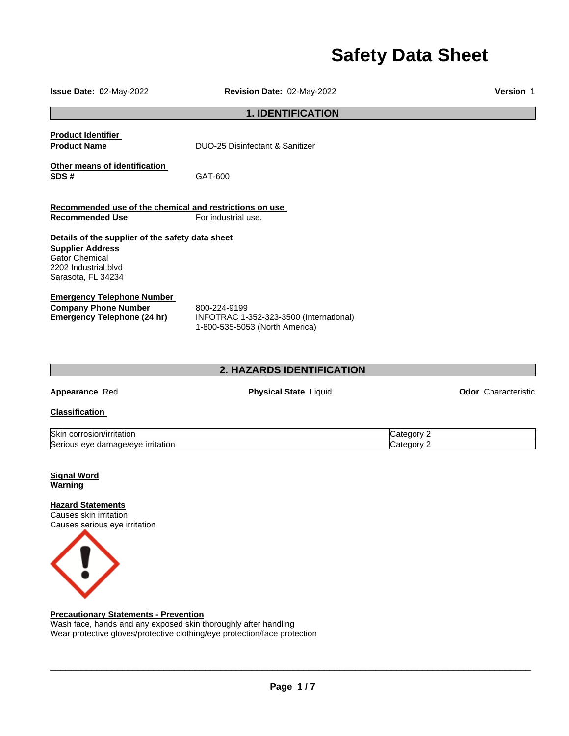# Safety Data Sheet

**Issue Date:** 02-May-2022 **Revision Date:** 02-May-2022 **Version** 1

## 1. IDENTIFICATION

**Product Identifier**

**Product Name** DUO-25 Disinfectant & Sanitizer

**Other means of identification**

**SDS #** GAT-600

**Recommended use of the chemical and restrictions on use**

**Recommended Use** For industrial use.

**Details of the supplier of the safety data sheet**

**Supplier Address**
Gator Chemical
2202 Industrial blvd
Sarasota, FL 34234

**Emergency Telephone Number**

**Company Phone Number** 800-224-9199

**Emergency Telephone (24 hr)** INFOTRAC 1-352-323-3500 (International)
1-800-535-5053 (North America)

## 2. HAZARDS IDENTIFICATION

**Appearance** Red **Physical State** Liquid **Odor** Characteristic

**Classification**

| | |
|---|---|
| Skin corrosion/irritation | Category 2 |
| Serious eye damage/eye irritation | Category 2 |

**Signal Word**
**Warning**

**Hazard Statements**
Causes skin irritation
Causes serious eye irritation

**Precautionary Statements - Prevention**
Wash face, hands and any exposed skin thoroughly after handling
Wear protective gloves/protective clothing/eye protection/face protection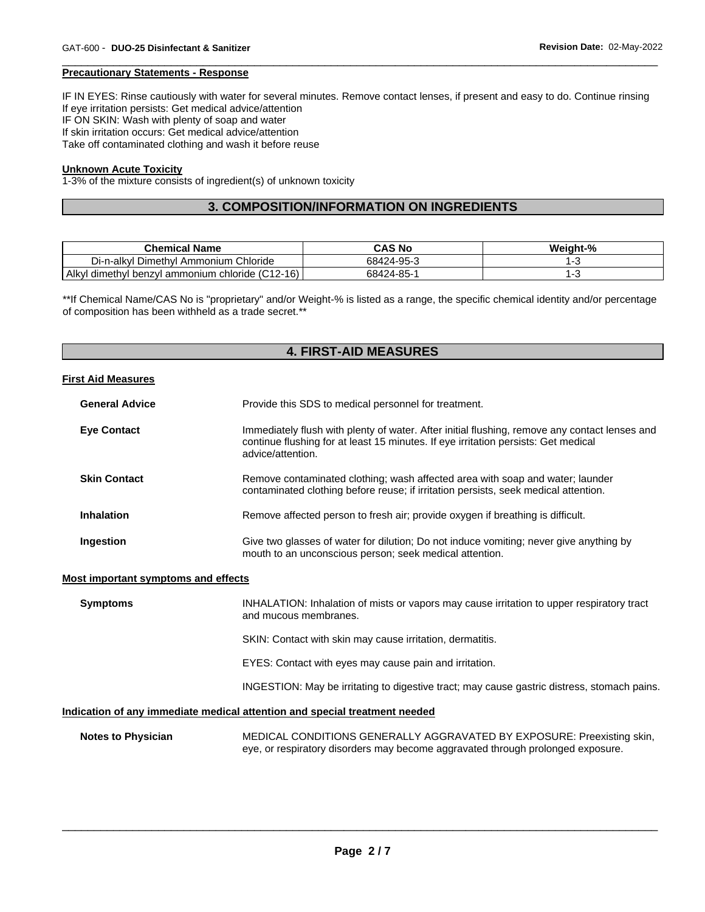**Precautionary Statements - Response**

IF IN EYES: Rinse cautiously with water for several minutes. Remove contact lenses, if present and easy to do. Continue rinsing
If eye irritation persists: Get medical advice/attention
IF ON SKIN: Wash with plenty of soap and water
If skin irritation occurs: Get medical advice/attention
Take off contaminated clothing and wash it before reuse

**Unknown Acute Toxicity**
1-3% of the mixture consists of ingredient(s) of unknown toxicity

## 3. COMPOSITION/INFORMATION ON INGREDIENTS

| Chemical Name | CAS No | Weight-% |
|---|---|---|
| Di-n-alkyl Dimethyl Ammonium Chloride | 68424-95-3 | 1-3 |
| Alkyl dimethyl benzyl ammonium chloride (C12-16) | 68424-85-1 | 1-3 |

**If Chemical Name/CAS No is "proprietary" and/or Weight-% is listed as a range, the specific chemical identity and/or percentage of composition has been withheld as a trade secret.**

## 4. FIRST-AID MEASURES

**First Aid Measures**

**General Advice** Provide this SDS to medical personnel for treatment.

**Eye Contact** Immediately flush with plenty of water. After initial flushing, remove any contact lenses and continue flushing for at least 15 minutes. If eye irritation persists: Get medical advice/attention.

**Skin Contact** Remove contaminated clothing; wash affected area with soap and water; launder contaminated clothing before reuse; if irritation persists, seek medical attention.

**Inhalation** Remove affected person to fresh air; provide oxygen if breathing is difficult.

**Ingestion** Give two glasses of water for dilution; Do not induce vomiting; never give anything by mouth to an unconscious person; seek medical attention.

**Most important symptoms and effects**

**Symptoms** INHALATION: Inhalation of mists or vapors may cause irritation to upper respiratory tract and mucous membranes.

SKIN: Contact with skin may cause irritation, dermatitis.

EYES: Contact with eyes may cause pain and irritation.

INGESTION: May be irritating to digestive tract; may cause gastric distress, stomach pains.

**Indication of any immediate medical attention and special treatment needed**

**Notes to Physician** MEDICAL CONDITIONS GENERALLY AGGRAVATED BY EXPOSURE: Preexisting skin, eye, or respiratory disorders may become aggravated through prolonged exposure.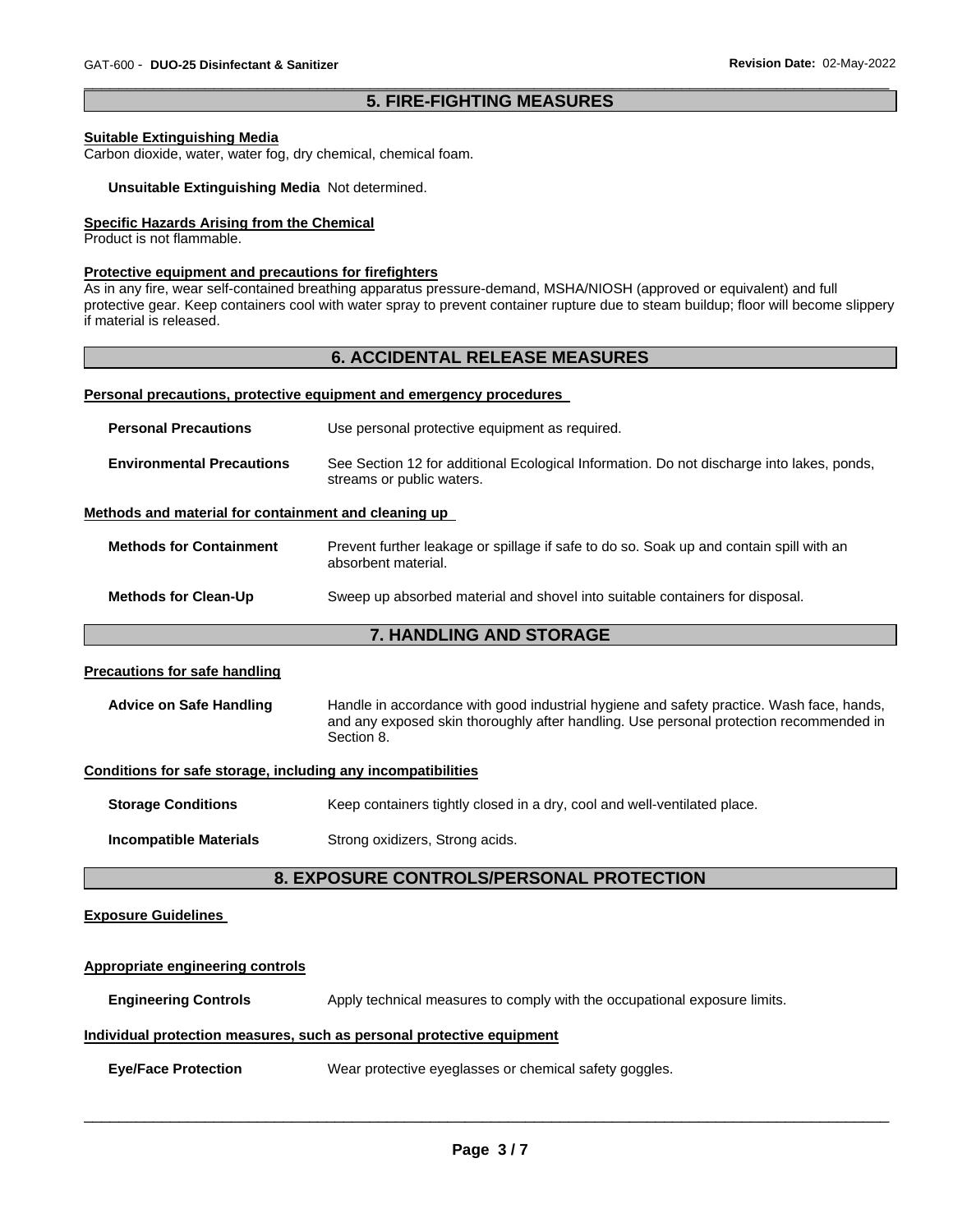## 5. FIRE-FIGHTING MEASURES

**Suitable Extinguishing Media**
Carbon dioxide, water, water fog, dry chemical, chemical foam.

**Unsuitable Extinguishing Media** Not determined.

**Specific Hazards Arising from the Chemical**
Product is not flammable.

**Protective equipment and precautions for firefighters**
As in any fire, wear self-contained breathing apparatus pressure-demand, MSHA/NIOSH (approved or equivalent) and full protective gear. Keep containers cool with water spray to prevent container rupture due to steam buildup; floor will become slippery if material is released.

## 6. ACCIDENTAL RELEASE MEASURES

**Personal precautions, protective equipment and emergency procedures**

**Personal Precautions** Use personal protective equipment as required.

**Environmental Precautions** See Section 12 for additional Ecological Information. Do not discharge into lakes, ponds, streams or public waters.

**Methods and material for containment and cleaning up**

**Methods for Containment** Prevent further leakage or spillage if safe to do so. Soak up and contain spill with an absorbent material.

**Methods for Clean-Up** Sweep up absorbed material and shovel into suitable containers for disposal.

## 7. HANDLING AND STORAGE

**Precautions for safe handling**

**Advice on Safe Handling** Handle in accordance with good industrial hygiene and safety practice. Wash face, hands, and any exposed skin thoroughly after handling. Use personal protection recommended in Section 8.

**Conditions for safe storage, including any incompatibilities**

**Storage Conditions** Keep containers tightly closed in a dry, cool and well-ventilated place.

**Incompatible Materials** Strong oxidizers, Strong acids.

## 8. EXPOSURE CONTROLS/PERSONAL PROTECTION

**Exposure Guidelines**

**Appropriate engineering controls**

**Engineering Controls** Apply technical measures to comply with the occupational exposure limits.

**Individual protection measures, such as personal protective equipment**

**Eye/Face Protection** Wear protective eyeglasses or chemical safety goggles.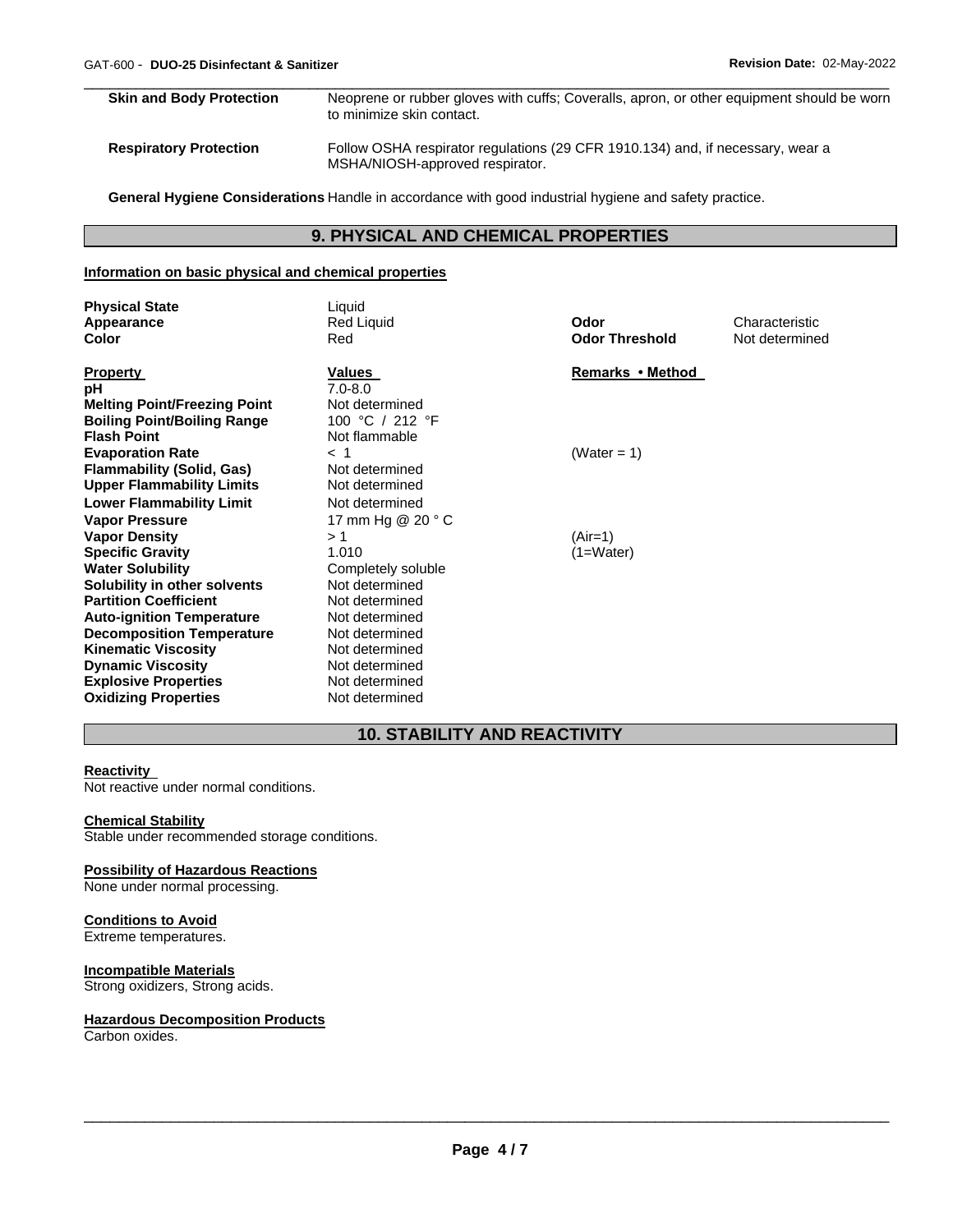| | |
|---|---|
| **Skin and Body Protection** | Neoprene or rubber gloves with cuffs; Coveralls, apron, or other equipment should be worn to minimize skin contact. |
| **Respiratory Protection** | Follow OSHA respirator regulations (29 CFR 1910.134) and, if necessary, wear a MSHA/NIOSH-approved respirator. |

**General Hygiene Considerations** Handle in accordance with good industrial hygiene and safety practice.

## 9. PHYSICAL AND CHEMICAL PROPERTIES

**Information on basic physical and chemical properties**

| | | | |
|---|---|---|---|
| **Physical State** | Liquid | | |
| **Appearance** | Red Liquid | **Odor** | Characteristic |
| **Color** | Red | **Odor Threshold** | Not determined |

| **Property** | **Values** | **Remarks • Method** |
|---|---|---|
| **pH** | 7.0-8.0 | |
| **Melting Point/Freezing Point** | Not determined | |
| **Boiling Point/Boiling Range** | 100 °C / 212 °F | |
| **Flash Point** | Not flammable | |
| **Evaporation Rate** | < 1 | (Water = 1) |
| **Flammability (Solid, Gas)** | Not determined | |
| **Upper Flammability Limits** | Not determined | |
| **Lower Flammability Limit** | Not determined | |
| **Vapor Pressure** | 17 mm Hg @ 20 ° C | |
| **Vapor Density** | > 1 | (Air=1) |
| **Specific Gravity** | 1.010 | (1=Water) |
| **Water Solubility** | Completely soluble | |
| **Solubility in other solvents** | Not determined | |
| **Partition Coefficient** | Not determined | |
| **Auto-ignition Temperature** | Not determined | |
| **Decomposition Temperature** | Not determined | |
| **Kinematic Viscosity** | Not determined | |
| **Dynamic Viscosity** | Not determined | |
| **Explosive Properties** | Not determined | |
| **Oxidizing Properties** | Not determined | |

## 10. STABILITY AND REACTIVITY

**Reactivity**
Not reactive under normal conditions.

**Chemical Stability**
Stable under recommended storage conditions.

**Possibility of Hazardous Reactions**
None under normal processing.

**Conditions to Avoid**
Extreme temperatures.

**Incompatible Materials**
Strong oxidizers, Strong acids.

**Hazardous Decomposition Products**
Carbon oxides.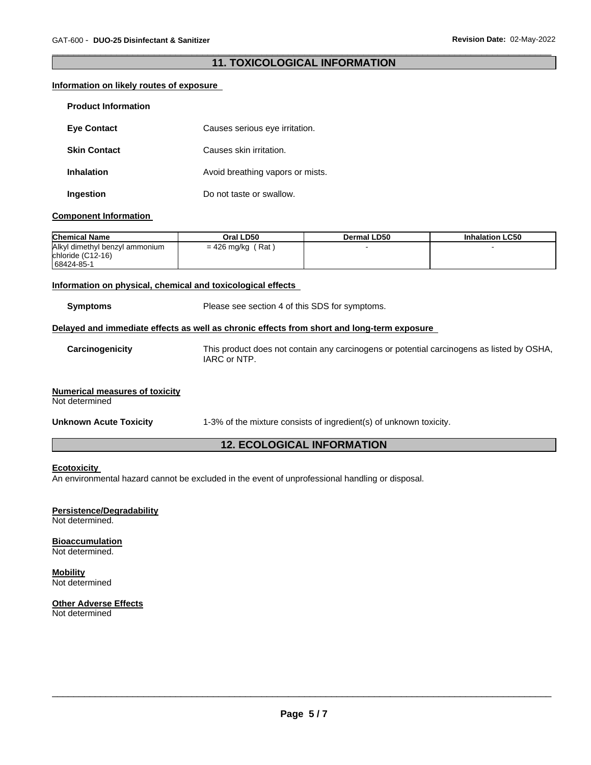## 11. TOXICOLOGICAL INFORMATION

**Information on likely routes of exposure**

**Product Information**

**Eye Contact** Causes serious eye irritation.

**Skin Contact** Causes skin irritation.

**Inhalation** Avoid breathing vapors or mists.

**Ingestion** Do not taste or swallow.

**Component Information**

| Chemical Name | Oral LD50 | Dermal LD50 | Inhalation LC50 |
|---|---|---|---|
| Alkyl dimethyl benzyl ammonium chloride (C12-16) 68424-85-1 | = 426 mg/kg ( Rat ) | - | - |

**Information on physical, chemical and toxicological effects**

**Symptoms** Please see section 4 of this SDS for symptoms.

**Delayed and immediate effects as well as chronic effects from short and long-term exposure**

**Carcinogenicity** This product does not contain any carcinogens or potential carcinogens as listed by OSHA, IARC or NTP.

**Numerical measures of toxicity**
Not determined

**Unknown Acute Toxicity** 1-3% of the mixture consists of ingredient(s) of unknown toxicity.

## 12. ECOLOGICAL INFORMATION

**Ecotoxicity**
An environmental hazard cannot be excluded in the event of unprofessional handling or disposal.

**Persistence/Degradability**
Not determined.

**Bioaccumulation**
Not determined.

**Mobility**
Not determined

**Other Adverse Effects**
Not determined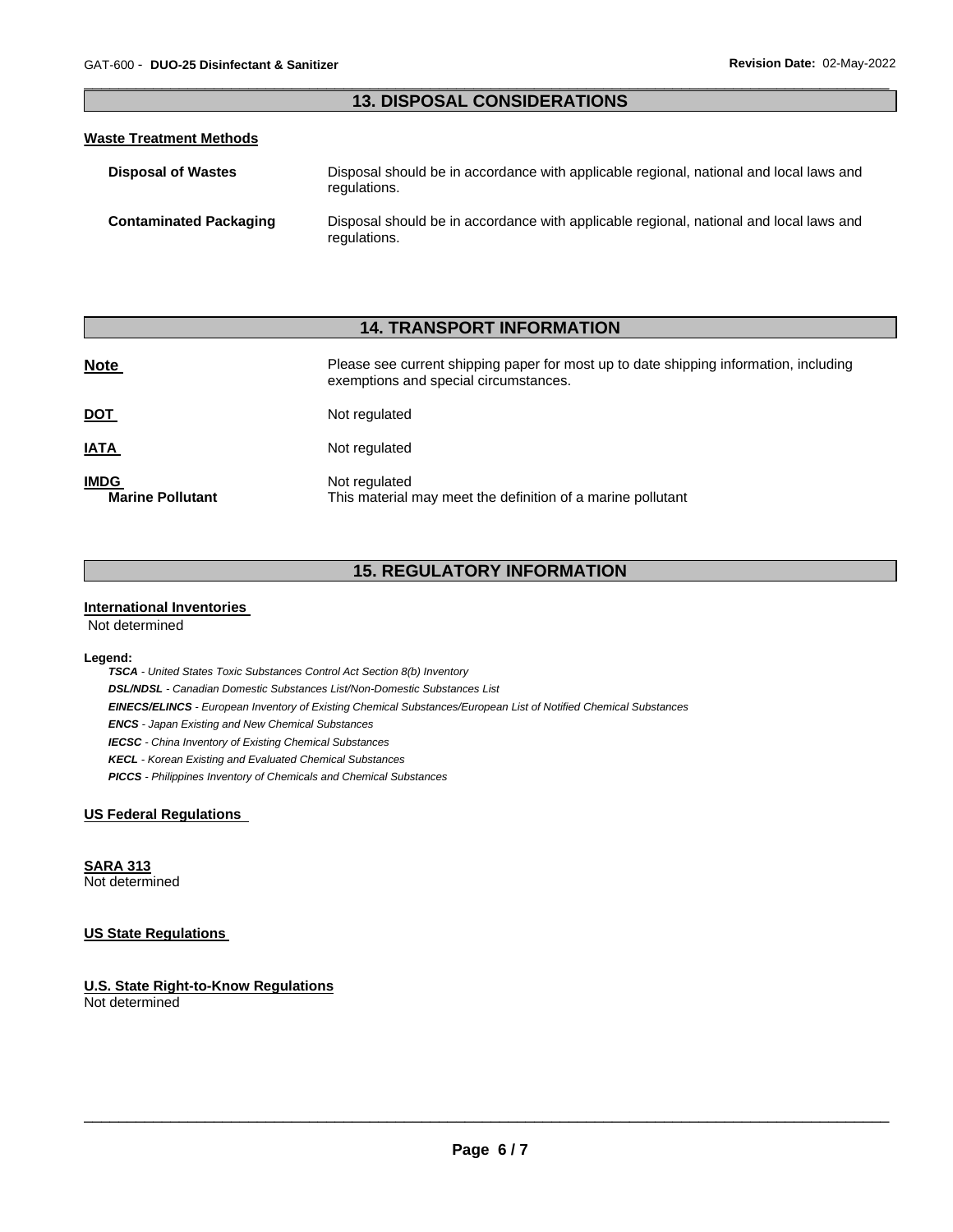## 13. DISPOSAL CONSIDERATIONS

**Waste Treatment Methods**

| | |
|---|---|
| **Disposal of Wastes** | Disposal should be in accordance with applicable regional, national and local laws and regulations. |
| **Contaminated Packaging** | Disposal should be in accordance with applicable regional, national and local laws and regulations. |

## 14. TRANSPORT INFORMATION

| | |
|---|---|
| **Note** | Please see current shipping paper for most up to date shipping information, including exemptions and special circumstances. |
| **DOT** | Not regulated |
| **IATA** | Not regulated |
| **IMDG** | Not regulated |
| **Marine Pollutant** | This material may meet the definition of a marine pollutant |

## 15. REGULATORY INFORMATION

**International Inventories**

Not determined

**Legend:**

***TSCA*** *- United States Toxic Substances Control Act Section 8(b) Inventory*
***DSL/NDSL*** *- Canadian Domestic Substances List/Non-Domestic Substances List*
***EINECS/ELINCS*** *- European Inventory of Existing Chemical Substances/European List of Notified Chemical Substances*
***ENCS*** *- Japan Existing and New Chemical Substances*
***IECSC*** *- China Inventory of Existing Chemical Substances*
***KECL*** *- Korean Existing and Evaluated Chemical Substances*
***PICCS*** *- Philippines Inventory of Chemicals and Chemical Substances*

**US Federal Regulations**

**SARA 313**

Not determined

**US State Regulations**

**U.S. State Right-to-Know Regulations**

Not determined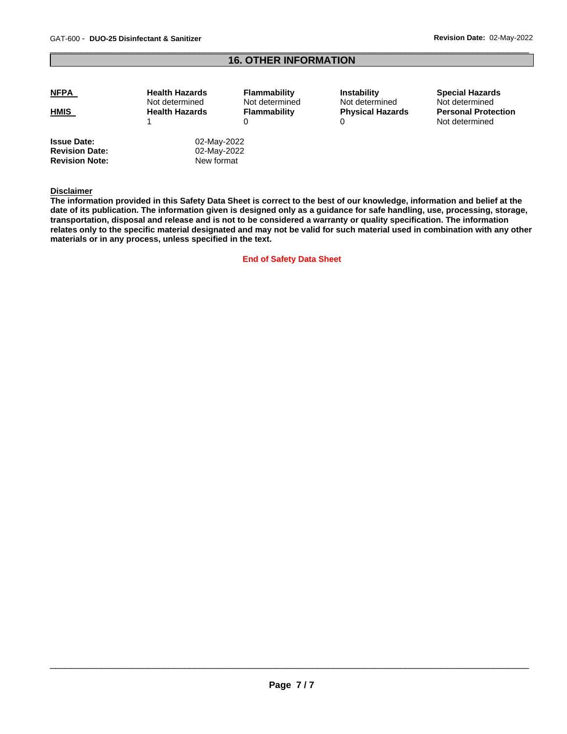## 16. OTHER INFORMATION

| | | | | |
|---|---|---|---|---|
| **NFPA** | **Health Hazards** | **Flammability** | **Instability** | **Special Hazards** |
| | Not determined | Not determined | Not determined | Not determined |
| **HMIS** | **Health Hazards** | **Flammability** | **Physical Hazards** | **Personal Protection** |
| | 1 | 0 | 0 | Not determined |

**Issue Date:** 02-May-2022
**Revision Date:** 02-May-2022
**Revision Note:** New format

**Disclaimer**

**The information provided in this Safety Data Sheet is correct to the best of our knowledge, information and belief at the date of its publication. The information given is designed only as a guidance for safe handling, use, processing, storage, transportation, disposal and release and is not to be considered a warranty or quality specification. The information relates only to the specific material designated and may not be valid for such material used in combination with any other materials or in any process, unless specified in the text.**

**End of Safety Data Sheet**